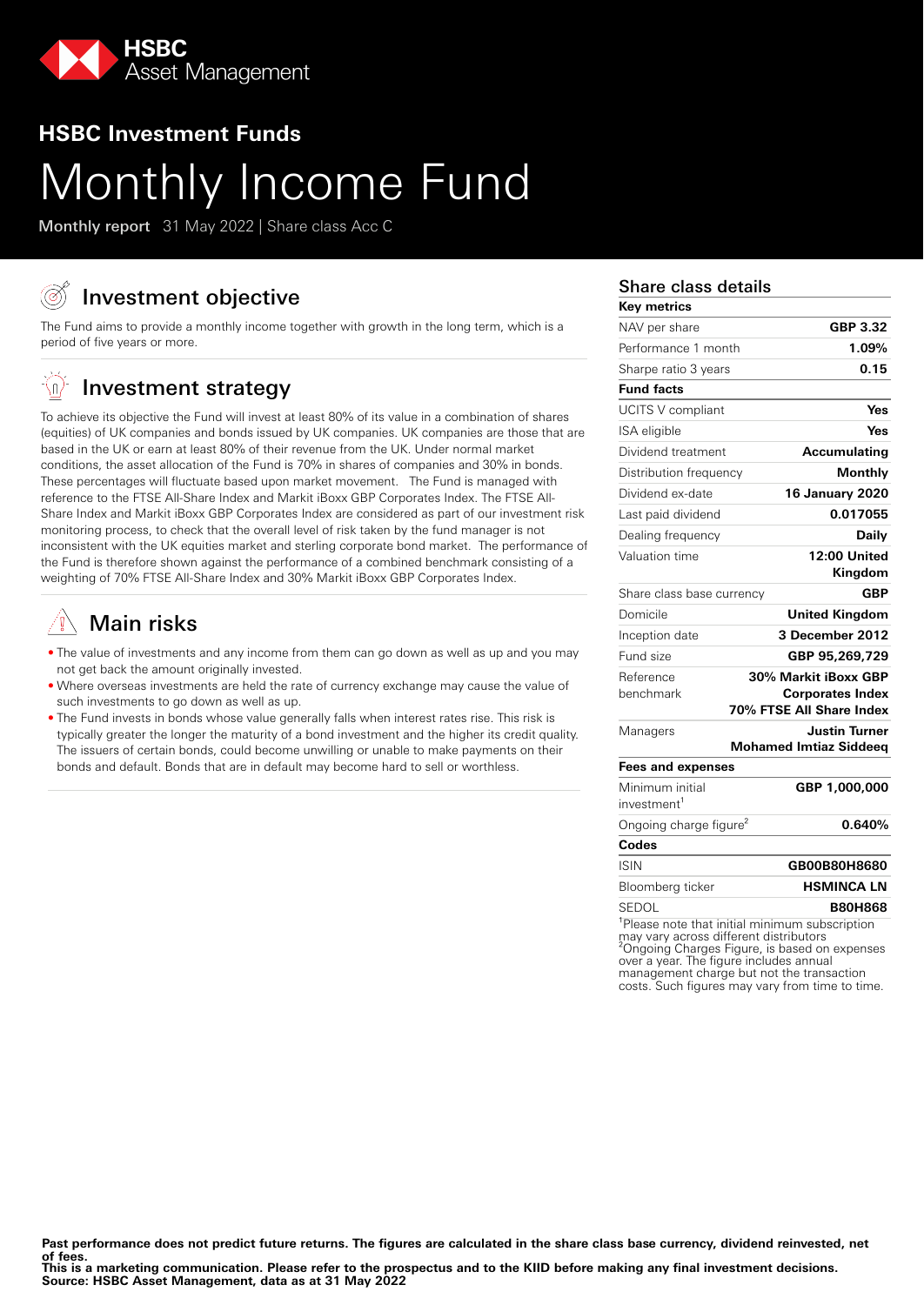HSBC Asset Management

## HSBC Investment Funds

# Monthly Income Fund

**Monthly report** 31 May 2022 | Share class Acc C

## Investment objective

The Fund aims to provide a monthly income together with growth in the long term, which is a period of five years or more.

## Investment strategy

To achieve its objective the Fund will invest at least 80% of its value in a combination of shares (equities) of UK companies and bonds issued by UK companies. UK companies are those that are based in the UK or earn at least 80% of their revenue from the UK. Under normal market conditions, the asset allocation of the Fund is 70% in shares of companies and 30% in bonds. These percentages will fluctuate based upon market movement. The Fund is managed with reference to the FTSE All-Share Index and Markit iBoxx GBP Corporates Index. The FTSE All-Share Index and Markit iBoxx GBP Corporates Index are considered as part of our investment risk monitoring process, to check that the overall level of risk taken by the fund manager is not inconsistent with the UK equities market and sterling corporate bond market. The performance of the Fund is therefore shown against the performance of a combined benchmark consisting of a weighting of 70% FTSE All-Share Index and 30% Markit iBoxx GBP Corporates Index.

## Main risks

- The value of investments and any income from them can go down as well as up and you may not get back the amount originally invested.
- Where overseas investments are held the rate of currency exchange may cause the value of such investments to go down as well as up.
- The Fund invests in bonds whose value generally falls when interest rates rise. This risk is typically greater the longer the maturity of a bond investment and the higher its credit quality. The issuers of certain bonds, could become unwilling or unable to make payments on their bonds and default. Bonds that are in default may become hard to sell or worthless.

## Share class details

| **Key metrics** | |
|---|---|
| NAV per share | **GBP 3.32** |
| Performance 1 month | **1.09%** |
| Sharpe ratio 3 years | **0.15** |
| **Fund facts** | |
| UCITS V compliant | **Yes** |
| ISA eligible | **Yes** |
| Dividend treatment | **Accumulating** |
| Distribution frequency | **Monthly** |
| Dividend ex-date | **16 January 2020** |
| Last paid dividend | **0.017055** |
| Dealing frequency | **Daily** |
| Valuation time | **12:00 United Kingdom** |
| Share class base currency | **GBP** |
| Domicile | **United Kingdom** |
| Inception date | **3 December 2012** |
| Fund size | **GBP 95,269,729** |
| Reference benchmark | **30% Markit iBoxx GBP Corporates Index 70% FTSE All Share Index** |
| Managers | **Justin Turner Mohamed Imtiaz Siddeeq** |
| **Fees and expenses** | |
| Minimum initial investment[1] | **GBP 1,000,000** |
| Ongoing charge figure[2] | **0.640%** |
| **Codes** | |
| ISIN | **GB00B80H8680** |
| Bloomberg ticker | **HSMINCA LN** |
| SEDOL | **B80H868** |

[1]Please note that initial minimum subscription may vary across different distributors
[2]Ongoing Charges Figure, is based on expenses over a year. The figure includes annual management charge but not the transaction costs. Such figures may vary from time to time.

**Past performance does not predict future returns. The figures are calculated in the share class base currency, dividend reinvested, net of fees.**
**This is a marketing communication. Please refer to the prospectus and to the KIID before making any final investment decisions.**
**Source: HSBC Asset Management, data as at 31 May 2022**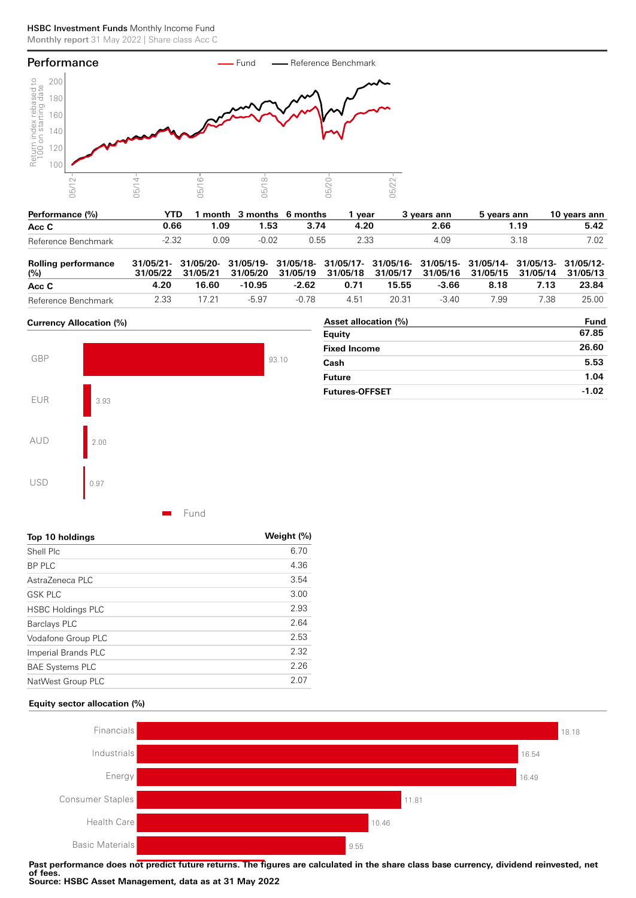## Performance

| Performance (%) | YTD | 1 month | 3 months | 6 months | 1 year | 3 years ann | 5 years ann | 10 years ann |
|---|---|---|---|---|---|---|---|---|
| **Acc C** | **0.66** | **1.09** | **1.53** | **3.74** | **4.20** | **2.66** | **1.19** | **5.42** |
| Reference Benchmark | -2.32 | 0.09 | -0.02 | 0.55 | 2.33 | 4.09 | 3.18 | 7.02 |

| Rolling performance (%) | 31/05/21-31/05/22 | 31/05/20-31/05/21 | 31/05/19-31/05/20 | 31/05/18-31/05/19 | 31/05/17-31/05/18 | 31/05/16-31/05/17 | 31/05/15-31/05/16 | 31/05/14-31/05/15 | 31/05/13-31/05/14 | 31/05/12-31/05/13 |
|---|---|---|---|---|---|---|---|---|---|---|
| **Acc C** | **4.20** | **16.60** | **-10.95** | **-2.62** | **0.71** | **15.55** | **-3.66** | **8.18** | **7.13** | **23.84** |
| Reference Benchmark | 2.33 | 17.21 | -5.97 | -0.78 | 4.51 | 20.31 | -3.40 | 7.99 | 7.38 | 25.00 |

### Currency Allocation (%)

| Currency | Fund |
|---|---|
| GBP | 93.10 |
| EUR | 3.93 |
| AUD | 2.00 |
| USD | 0.97 |

| Asset allocation (%) | Fund |
|---|---|
| **Equity** | **67.85** |
| **Fixed Income** | **26.60** |
| **Cash** | **5.53** |
| **Future** | **1.04** |
| **Futures-OFFSET** | **-1.02** |

| Top 10 holdings | Weight (%) |
|---|---|
| Shell Plc | 6.70 |
| BP PLC | 4.36 |
| AstraZeneca PLC | 3.54 |
| GSK PLC | 3.00 |
| HSBC Holdings PLC | 2.93 |
| Barclays PLC | 2.64 |
| Vodafone Group PLC | 2.53 |
| Imperial Brands PLC | 2.32 |
| BAE Systems PLC | 2.26 |
| NatWest Group PLC | 2.07 |

### Equity sector allocation (%)

| Sector | Fund |
|---|---|
| Financials | 18.18 |
| Industrials | 16.54 |
| Energy | 16.49 |
| Consumer Staples | 11.81 |
| Health Care | 10.46 |
| Basic Materials | 9.55 |

**Past performance does not predict future returns. The figures are calculated in the share class base currency, dividend reinvested, net of fees.**
**Source: HSBC Asset Management, data as at 31 May 2022**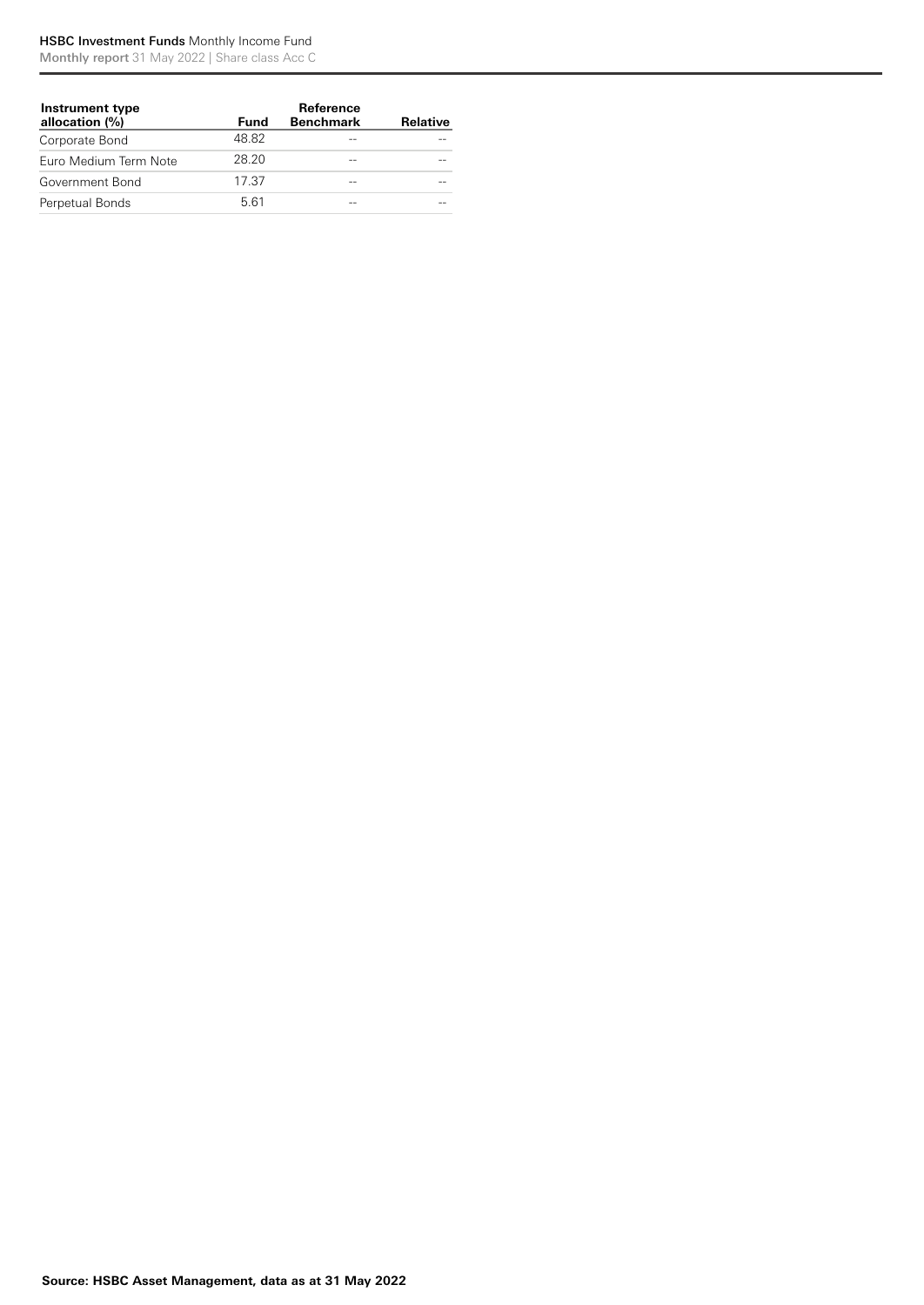| Instrument type allocation (%) | Fund | Reference Benchmark | Relative |
|---|---|---|---|
| Corporate Bond | 48.82 | -- | -- |
| Euro Medium Term Note | 28.20 | -- | -- |
| Government Bond | 17.37 | -- | -- |
| Perpetual Bonds | 5.61 | -- | -- |

**Source: HSBC Asset Management, data as at 31 May 2022**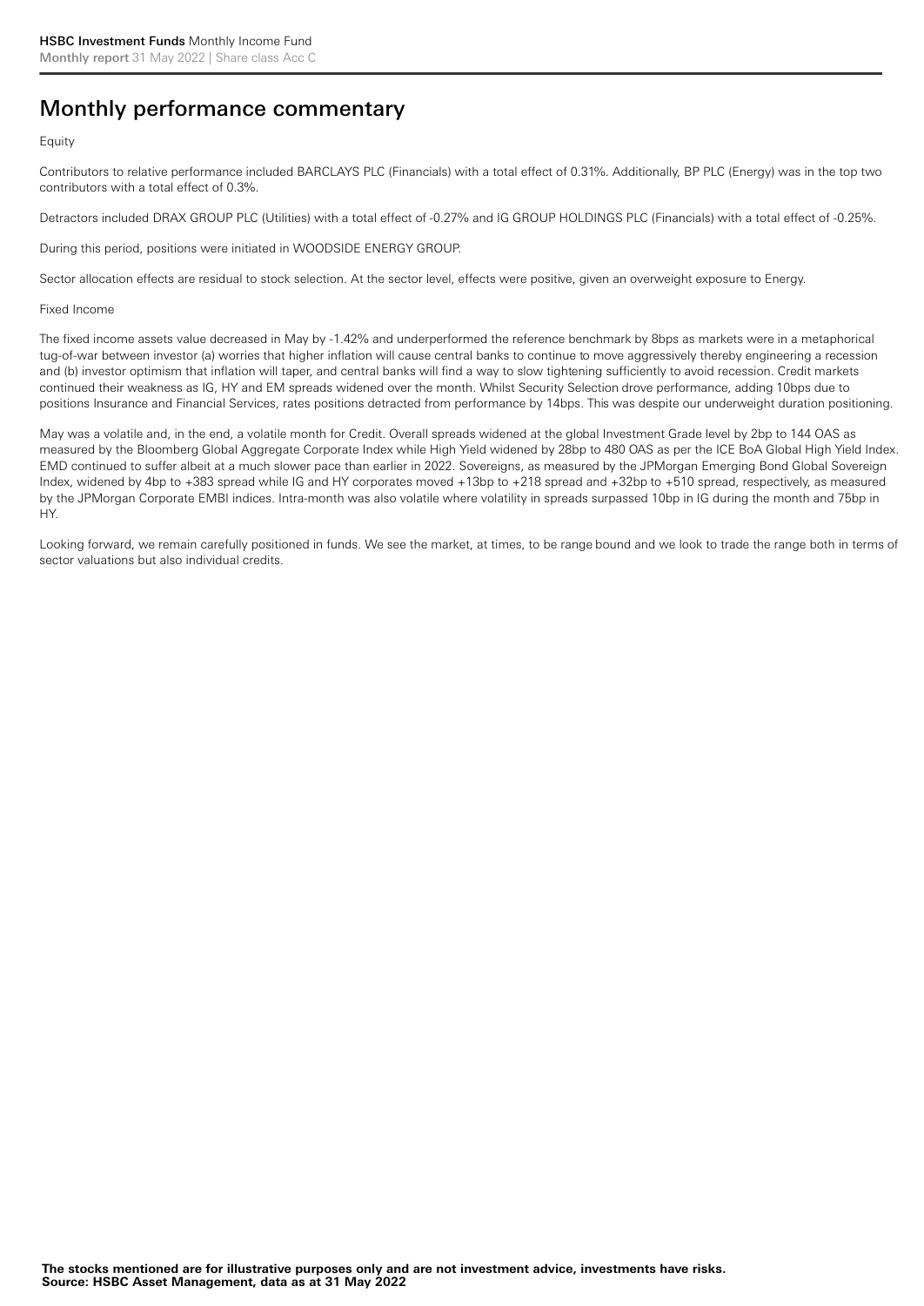# Monthly performance commentary

Equity

Contributors to relative performance included BARCLAYS PLC (Financials) with a total effect of 0.31%. Additionally, BP PLC (Energy) was in the top two contributors with a total effect of 0.3%.

Detractors included DRAX GROUP PLC (Utilities) with a total effect of -0.27% and IG GROUP HOLDINGS PLC (Financials) with a total effect of -0.25%.

During this period, positions were initiated in WOODSIDE ENERGY GROUP.

Sector allocation effects are residual to stock selection. At the sector level, effects were positive, given an overweight exposure to Energy.

Fixed Income

The fixed income assets value decreased in May by -1.42% and underperformed the reference benchmark by 8bps as markets were in a metaphorical tug-of-war between investor (a) worries that higher inflation will cause central banks to continue to move aggressively thereby engineering a recession and (b) investor optimism that inflation will taper, and central banks will find a way to slow tightening sufficiently to avoid recession. Credit markets continued their weakness as IG, HY and EM spreads widened over the month. Whilst Security Selection drove performance, adding 10bps due to positions Insurance and Financial Services, rates positions detracted from performance by 14bps. This was despite our underweight duration positioning.

May was a volatile and, in the end, a volatile month for Credit. Overall spreads widened at the global Investment Grade level by 2bp to 144 OAS as measured by the Bloomberg Global Aggregate Corporate Index while High Yield widened by 28bp to 480 OAS as per the ICE BoA Global High Yield Index. EMD continued to suffer albeit at a much slower pace than earlier in 2022. Sovereigns, as measured by the JPMorgan Emerging Bond Global Sovereign Index, widened by 4bp to +383 spread while IG and HY corporates moved +13bp to +218 spread and +32bp to +510 spread, respectively, as measured by the JPMorgan Corporate EMBI indices. Intra-month was also volatile where volatility in spreads surpassed 10bp in IG during the month and 75bp in HY.

Looking forward, we remain carefully positioned in funds. We see the market, at times, to be range bound and we look to trade the range both in terms of sector valuations but also individual credits.

**The stocks mentioned are for illustrative purposes only and are not investment advice, investments have risks.**
**Source: HSBC Asset Management, data as at 31 May 2022**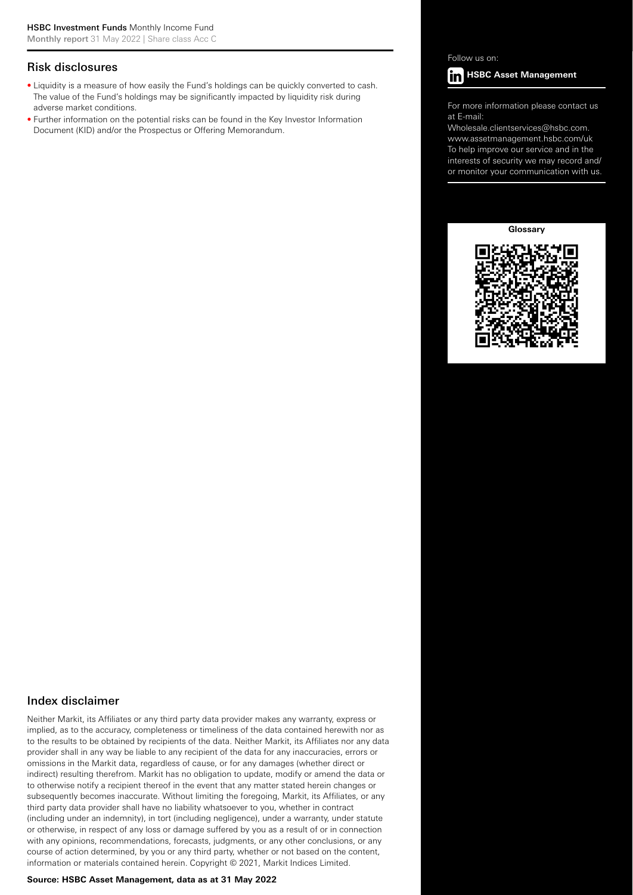## Risk disclosures

- Liquidity is a measure of how easily the Fund's holdings can be quickly converted to cash. The value of the Fund's holdings may be significantly impacted by liquidity risk during adverse market conditions.
- Further information on the potential risks can be found in the Key Investor Information Document (KID) and/or the Prospectus or Offering Memorandum.

Follow us on:

**HSBC Asset Management**

For more information please contact us at E-mail: Wholesale.clientservices@hsbc.com. www.assetmanagement.hsbc.com/uk To help improve our service and in the interests of security we may record and/ or monitor your communication with us.

**Glossary**

## Index disclaimer

Neither Markit, its Affiliates or any third party data provider makes any warranty, express or implied, as to the accuracy, completeness or timeliness of the data contained herewith nor as to the results to be obtained by recipients of the data. Neither Markit, its Affiliates nor any data provider shall in any way be liable to any recipient of the data for any inaccuracies, errors or omissions in the Markit data, regardless of cause, or for any damages (whether direct or indirect) resulting therefrom. Markit has no obligation to update, modify or amend the data or to otherwise notify a recipient thereof in the event that any matter stated herein changes or subsequently becomes inaccurate. Without limiting the foregoing, Markit, its Affiliates, or any third party data provider shall have no liability whatsoever to you, whether in contract (including under an indemnity), in tort (including negligence), under a warranty, under statute or otherwise, in respect of any loss or damage suffered by you as a result of or in connection with any opinions, recommendations, forecasts, judgments, or any other conclusions, or any course of action determined, by you or any third party, whether or not based on the content, information or materials contained herein. Copyright © 2021, Markit Indices Limited.

**Source: HSBC Asset Management, data as at 31 May 2022**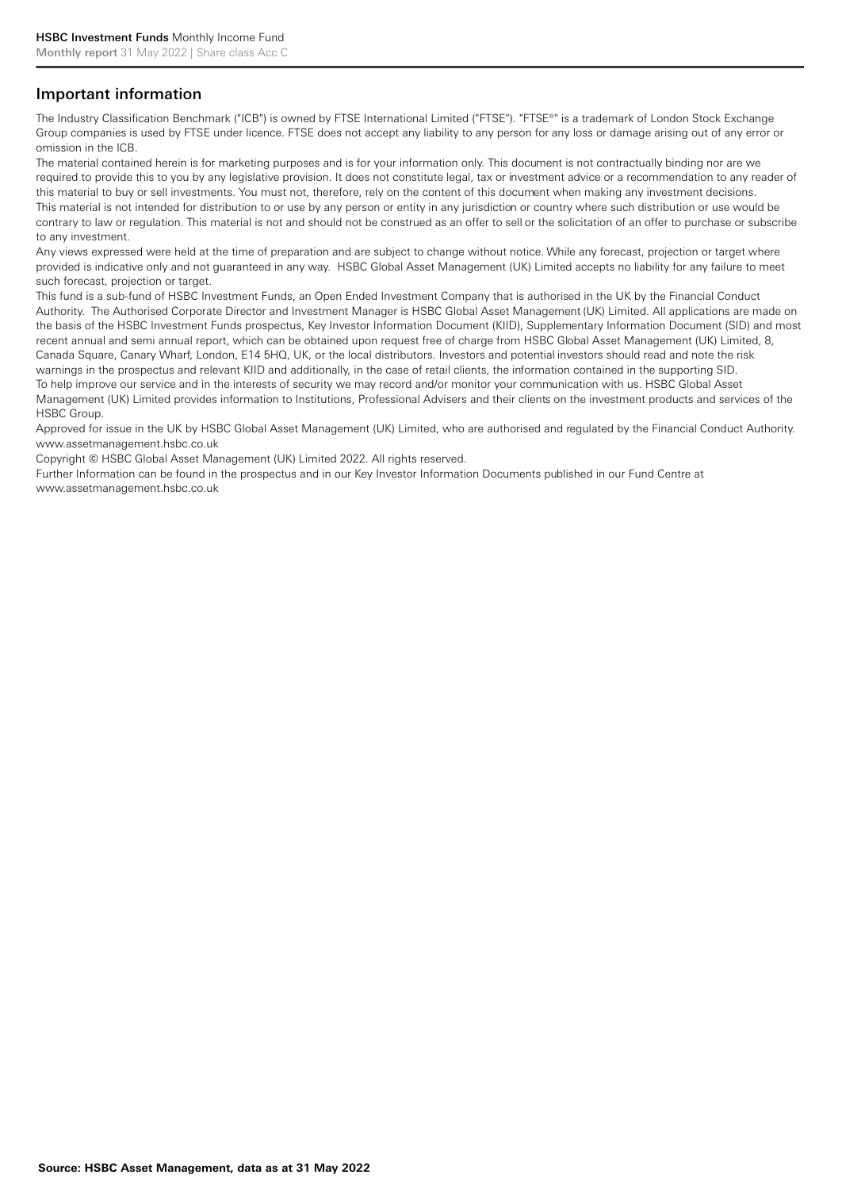## Important information

The Industry Classification Benchmark ("ICB") is owned by FTSE International Limited ("FTSE"). "FTSE®" is a trademark of London Stock Exchange Group companies is used by FTSE under licence. FTSE does not accept any liability to any person for any loss or damage arising out of any error or omission in the ICB.

The material contained herein is for marketing purposes and is for your information only. This document is not contractually binding nor are we required to provide this to you by any legislative provision. It does not constitute legal, tax or investment advice or a recommendation to any reader of this material to buy or sell investments. You must not, therefore, rely on the content of this document when making any investment decisions.

This material is not intended for distribution to or use by any person or entity in any jurisdiction or country where such distribution or use would be contrary to law or regulation. This material is not and should not be construed as an offer to sell or the solicitation of an offer to purchase or subscribe to any investment.

Any views expressed were held at the time of preparation and are subject to change without notice. While any forecast, projection or target where provided is indicative only and not guaranteed in any way. HSBC Global Asset Management (UK) Limited accepts no liability for any failure to meet such forecast, projection or target.

This fund is a sub-fund of HSBC Investment Funds, an Open Ended Investment Company that is authorised in the UK by the Financial Conduct Authority. The Authorised Corporate Director and Investment Manager is HSBC Global Asset Management (UK) Limited. All applications are made on the basis of the HSBC Investment Funds prospectus, Key Investor Information Document (KIID), Supplementary Information Document (SID) and most recent annual and semi annual report, which can be obtained upon request free of charge from HSBC Global Asset Management (UK) Limited, 8, Canada Square, Canary Wharf, London, E14 5HQ, UK, or the local distributors. Investors and potential investors should read and note the risk warnings in the prospectus and relevant KIID and additionally, in the case of retail clients, the information contained in the supporting SID.

To help improve our service and in the interests of security we may record and/or monitor your communication with us. HSBC Global Asset Management (UK) Limited provides information to Institutions, Professional Advisers and their clients on the investment products and services of the HSBC Group.

Approved for issue in the UK by HSBC Global Asset Management (UK) Limited, who are authorised and regulated by the Financial Conduct Authority. www.assetmanagement.hsbc.co.uk

Copyright © HSBC Global Asset Management (UK) Limited 2022. All rights reserved.

Further Information can be found in the prospectus and in our Key Investor Information Documents published in our Fund Centre at www.assetmanagement.hsbc.co.uk

**Source: HSBC Asset Management, data as at 31 May 2022**